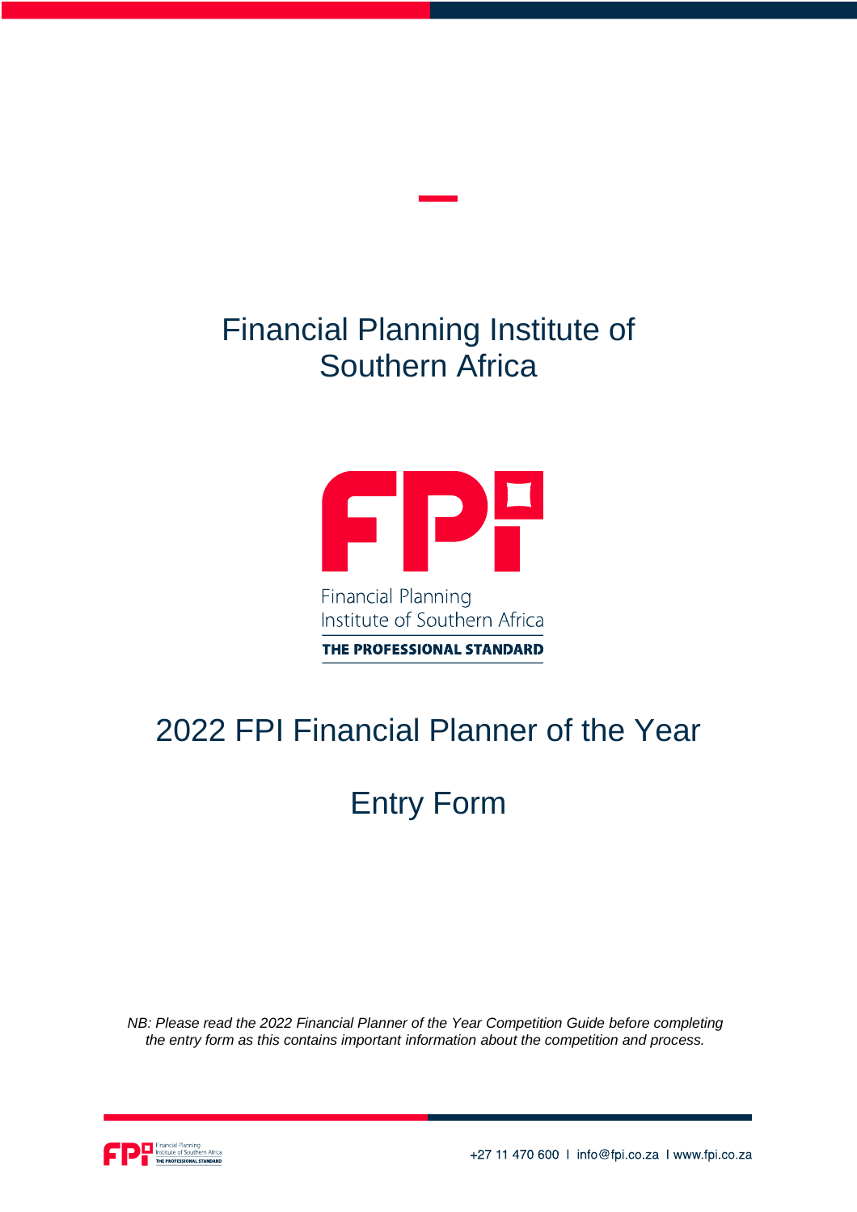# Financial Planning Institute of Southern Africa

Financial Planning Institute of Southern Africa

THE PROFESSIONAL STANDARD

# 2022 FPI Financial Planner of the Year

# Entry Form

*NB: Please read the 2022 Financial Planner of the Year Competition Guide before completing the entry form as this contains important information about the competition and process.*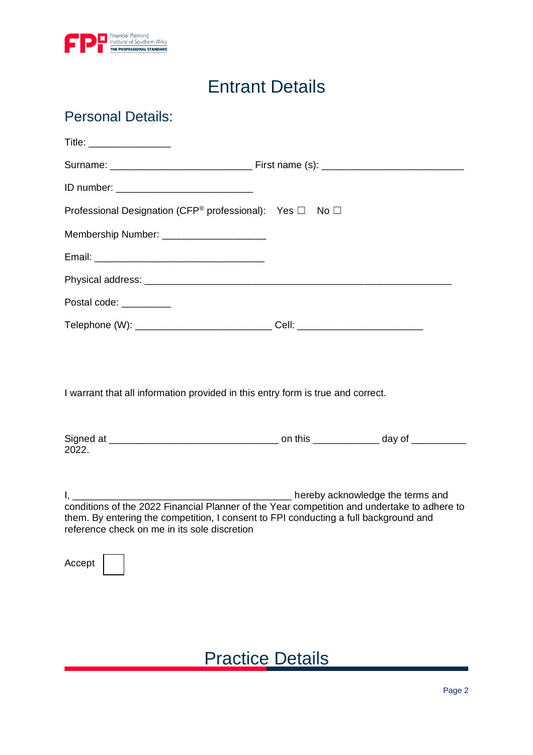# Entrant Details

## Personal Details:

Title: _______________

Surname: __________________________ First name (s): __________________________

ID number: _________________________

Professional Designation (CFP® professional): Yes ☐ No ☐

Membership Number: ___________________

Email: _______________________________

Physical address: ________________________________________________________

Postal code: _________

Telephone (W): _________________________ Cell: _______________________

I warrant that all information provided in this entry form is true and correct.

Signed at _______________________________ on this ____________ day of __________ 2022.

I, ________________________________________ hereby acknowledge the terms and conditions of the 2022 Financial Planner of the Year competition and undertake to adhere to them. By entering the competition, I consent to FPI conducting a full background and reference check on me in its sole discretion

Accept ☐

# Practice Details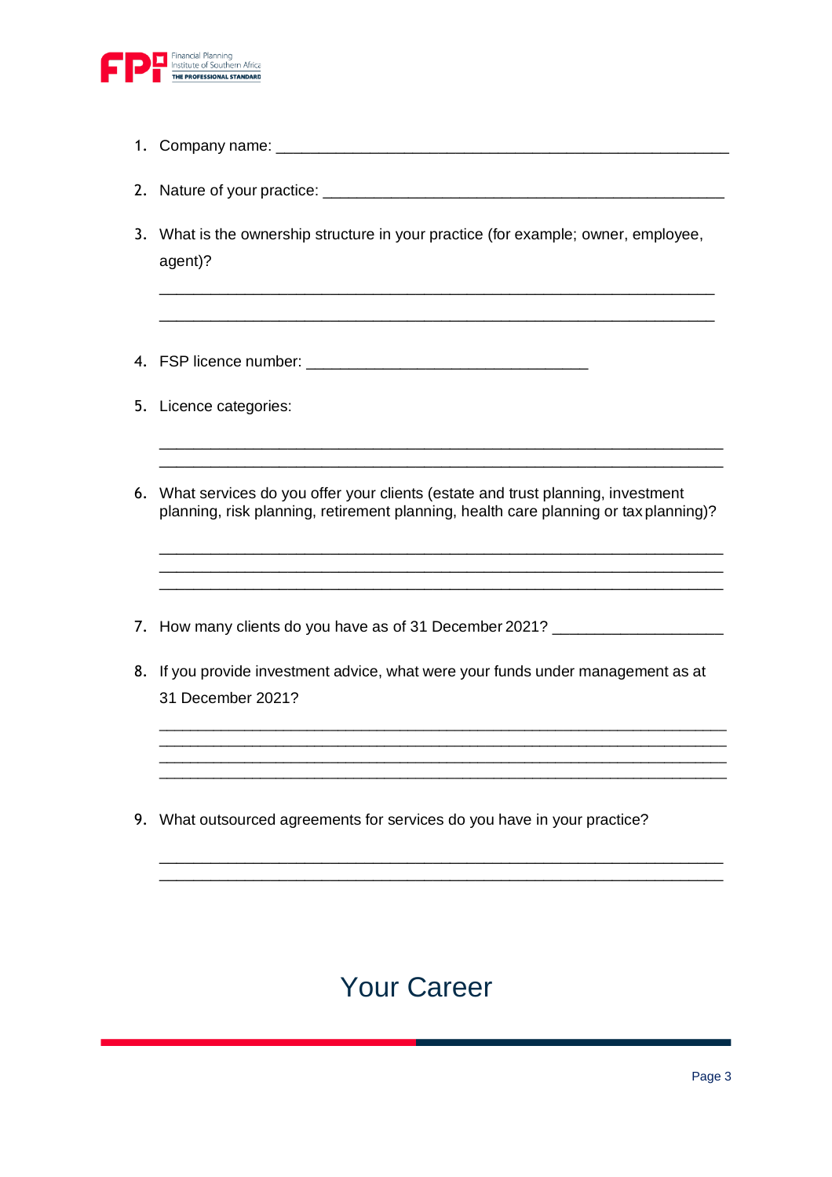1. Company name: ___________________________________________________

2. Nature of your practice: ______________________________________________

3. What is the ownership structure in your practice (for example; owner, employee, agent)?

   ______________________________________________________________

   ______________________________________________________________

4. FSP licence number: ________________________________

5. Licence categories:

   ______________________________________________________________

   ______________________________________________________________

6. What services do you offer your clients (estate and trust planning, investment planning, risk planning, retirement planning, health care planning or tax planning)?

   ______________________________________________________________

   ______________________________________________________________

   ______________________________________________________________

7. How many clients do you have as of 31 December 2021? ___________________

8. If you provide investment advice, what were your funds under management as at 31 December 2021?

   ______________________________________________________________

   ______________________________________________________________

   ______________________________________________________________

   ______________________________________________________________

9. What outsourced agreements for services do you have in your practice?

   ______________________________________________________________

   ______________________________________________________________

# Your Career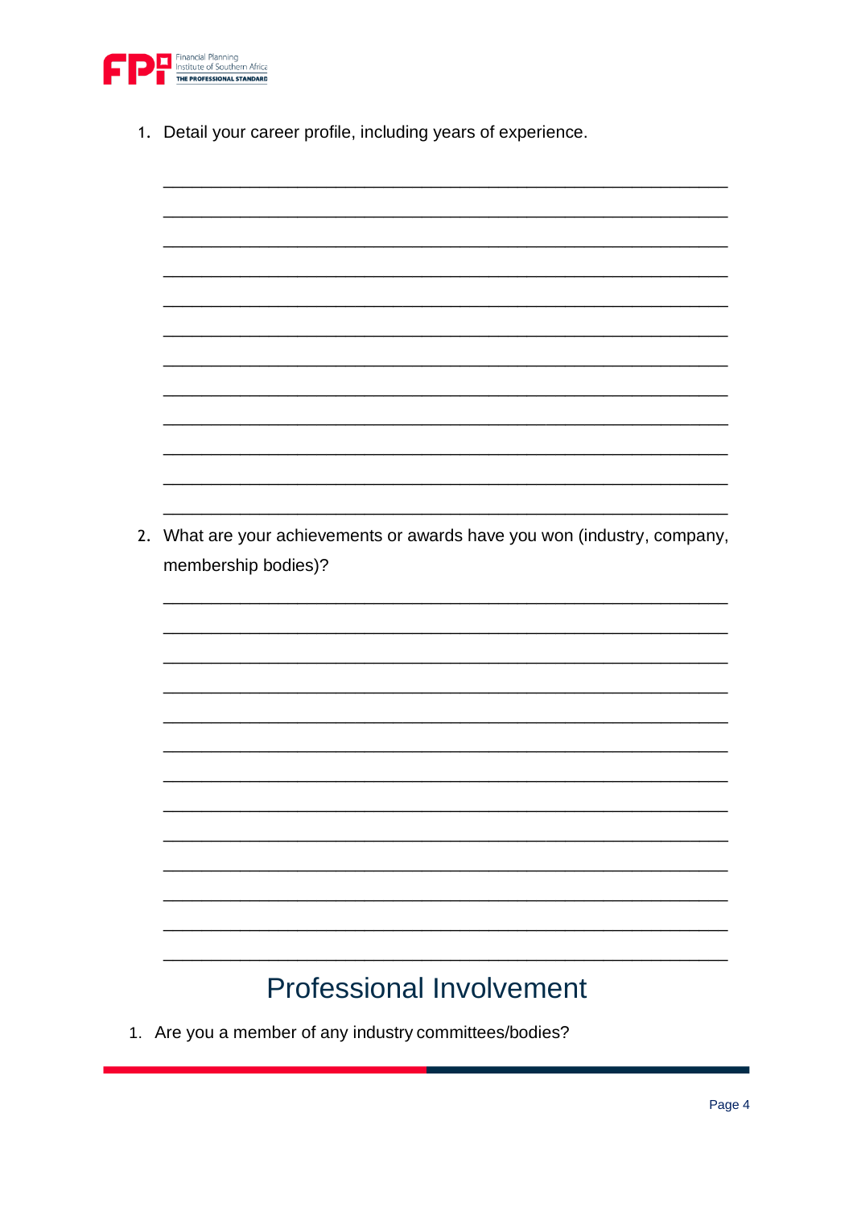1. Detail your career profile, including years of experience.

______________________________________________________________

______________________________________________________________

______________________________________________________________

______________________________________________________________

______________________________________________________________

______________________________________________________________

______________________________________________________________

______________________________________________________________

______________________________________________________________

______________________________________________________________

______________________________________________________________

______________________________________________________________

2. What are your achievements or awards have you won (industry, company, membership bodies)?

______________________________________________________________

______________________________________________________________

______________________________________________________________

______________________________________________________________

______________________________________________________________

______________________________________________________________

______________________________________________________________

______________________________________________________________

______________________________________________________________

______________________________________________________________

______________________________________________________________

______________________________________________________________

______________________________________________________________

# Professional Involvement

1. Are you a member of any industry committees/bodies?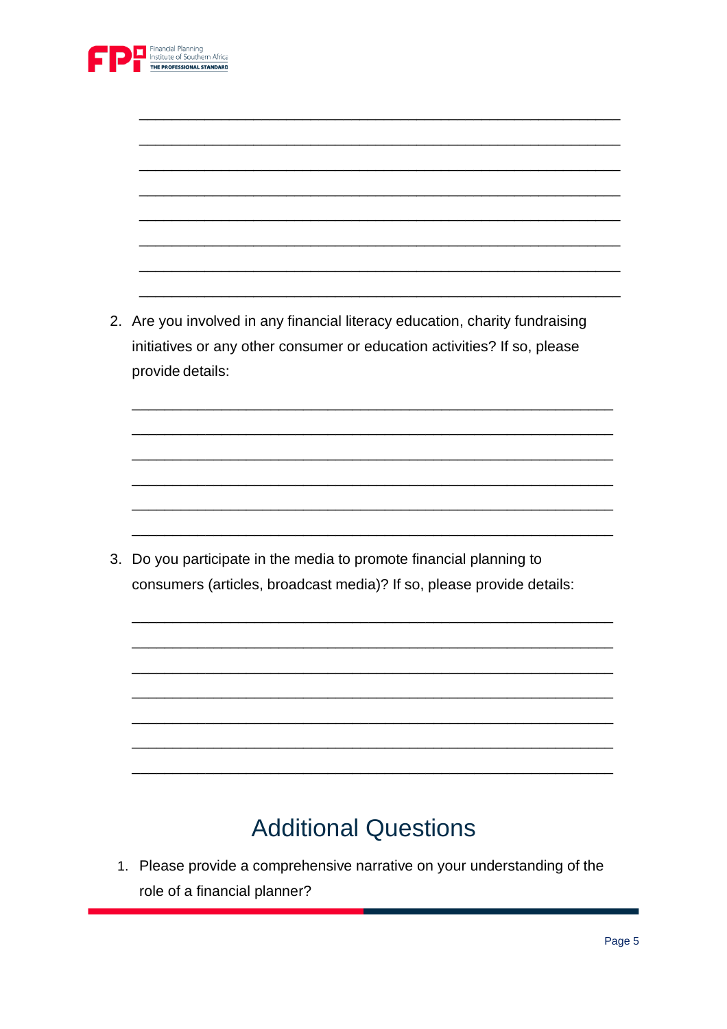________________________________________________________________

________________________________________________________________

________________________________________________________________

________________________________________________________________

________________________________________________________________

________________________________________________________________

________________________________________________________________

________________________________________________________________

2. Are you involved in any financial literacy education, charity fundraising initiatives or any other consumer or education activities? If so, please provide details:

________________________________________________________________

________________________________________________________________

________________________________________________________________

________________________________________________________________

________________________________________________________________

________________________________________________________________

3. Do you participate in the media to promote financial planning to consumers (articles, broadcast media)? If so, please provide details:

________________________________________________________________

________________________________________________________________

________________________________________________________________

________________________________________________________________

________________________________________________________________

________________________________________________________________

________________________________________________________________

# Additional Questions

1. Please provide a comprehensive narrative on your understanding of the role of a financial planner?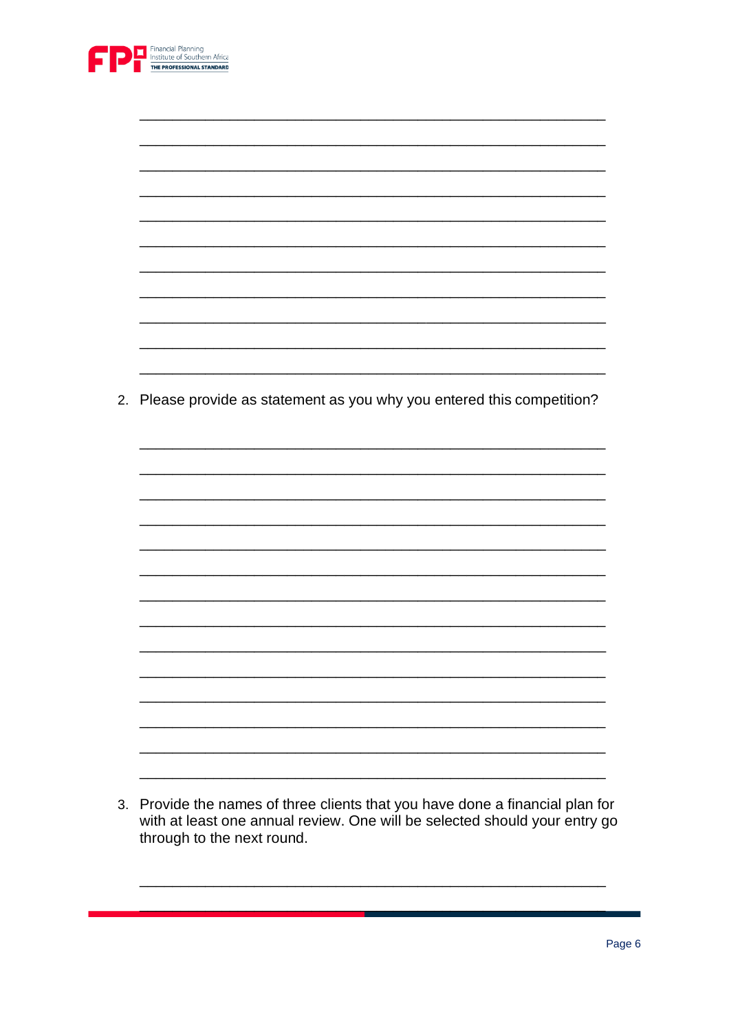2. Please provide as statement as you why you entered this competition?

3. Provide the names of three clients that you have done a financial plan for with at least one annual review. One will be selected should your entry go through to the next round.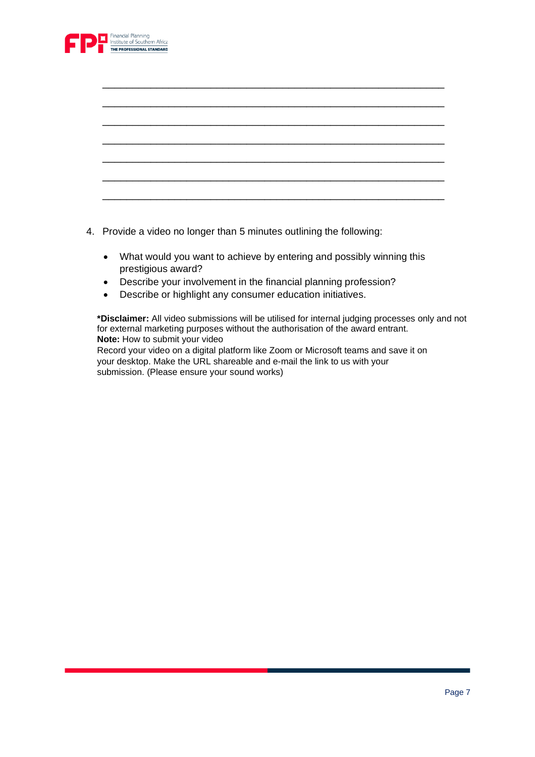\_\_\_\_\_\_\_\_\_\_\_\_\_\_\_\_\_\_\_\_\_\_\_\_\_\_\_\_\_\_\_\_\_\_\_\_\_\_\_\_\_\_\_\_\_\_\_\_\_\_\_\_\_\_\_\_\_\_\_\_

\_\_\_\_\_\_\_\_\_\_\_\_\_\_\_\_\_\_\_\_\_\_\_\_\_\_\_\_\_\_\_\_\_\_\_\_\_\_\_\_\_\_\_\_\_\_\_\_\_\_\_\_\_\_\_\_\_\_\_\_

\_\_\_\_\_\_\_\_\_\_\_\_\_\_\_\_\_\_\_\_\_\_\_\_\_\_\_\_\_\_\_\_\_\_\_\_\_\_\_\_\_\_\_\_\_\_\_\_\_\_\_\_\_\_\_\_\_\_\_\_

\_\_\_\_\_\_\_\_\_\_\_\_\_\_\_\_\_\_\_\_\_\_\_\_\_\_\_\_\_\_\_\_\_\_\_\_\_\_\_\_\_\_\_\_\_\_\_\_\_\_\_\_\_\_\_\_\_\_\_\_

\_\_\_\_\_\_\_\_\_\_\_\_\_\_\_\_\_\_\_\_\_\_\_\_\_\_\_\_\_\_\_\_\_\_\_\_\_\_\_\_\_\_\_\_\_\_\_\_\_\_\_\_\_\_\_\_\_\_\_\_

\_\_\_\_\_\_\_\_\_\_\_\_\_\_\_\_\_\_\_\_\_\_\_\_\_\_\_\_\_\_\_\_\_\_\_\_\_\_\_\_\_\_\_\_\_\_\_\_\_\_\_\_\_\_\_\_\_\_\_\_

\_\_\_\_\_\_\_\_\_\_\_\_\_\_\_\_\_\_\_\_\_\_\_\_\_\_\_\_\_\_\_\_\_\_\_\_\_\_\_\_\_\_\_\_\_\_\_\_\_\_\_\_\_\_\_\_\_\_\_\_

4. Provide a video no longer than 5 minutes outlining the following:

   - What would you want to achieve by entering and possibly winning this prestigious award?
   - Describe your involvement in the financial planning profession?
   - Describe or highlight any consumer education initiatives.

**\*Disclaimer:** All video submissions will be utilised for internal judging processes only and not for external marketing purposes without the authorisation of the award entrant.
**Note:** How to submit your video
Record your video on a digital platform like Zoom or Microsoft teams and save it on your desktop. Make the URL shareable and e-mail the link to us with your submission. (Please ensure your sound works)